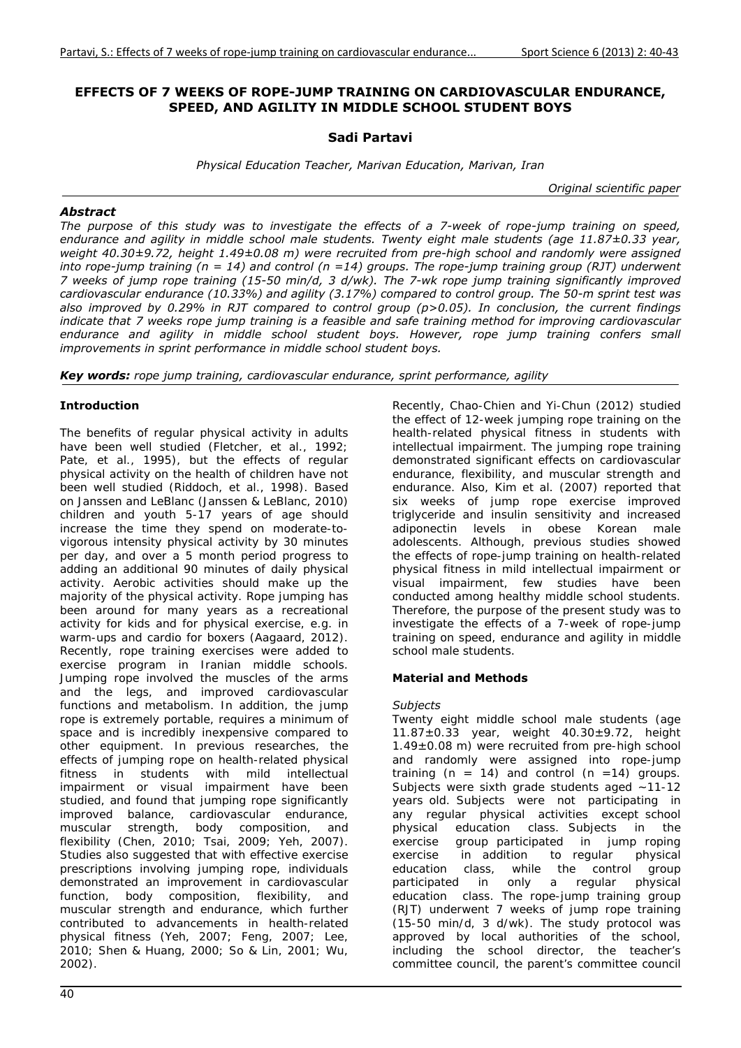# EFFECTS OF 7 WEEKS OF ROPE-JUMP TRAINING ON CARDIOVASCULAR ENDURANCE, SPEED, AND AGILITY IN MIDDLE SCHOOL STUDENT BOYS

**Sadi Partavi**

*Physical Education Teacher, Marivan Education, Marivan, Iran*

*Original scientific paper*

### *Abstract*

*The purpose of this study was to investigate the effects of a 7-week of rope-jump training on speed, endurance and agility in middle school male students. Twenty eight male students (age 11.87±0.33 year, weight 40.30±9.72, height 1.49±0.08 m) were recruited from pre-high school and randomly were assigned into rope-jump training (n = 14) and control (n =14) groups. The rope-jump training group (RJT) underwent 7 weeks of jump rope training (15-50 min/d, 3 d/wk). The 7-wk rope jump training significantly improved cardiovascular endurance (10.33%) and agility (3.17%) compared to control group. The 50-m sprint test was also improved by 0.29% in RJT compared to control group (p>0.05). In conclusion, the current findings indicate that 7 weeks rope jump training is a feasible and safe training method for improving cardiovascular endurance and agility in middle school student boys. However, rope jump training confers small improvements in sprint performance in middle school student boys.*

***Key words:*** *rope jump training, cardiovascular endurance, sprint performance, agility*

## Introduction

The benefits of regular physical activity in adults have been well studied (Fletcher, et al., 1992; Pate, et al., 1995), but the effects of regular physical activity on the health of children have not been well studied (Riddoch, et al., 1998). Based on Janssen and LeBlanc (Janssen & LeBlanc, 2010) children and youth 5-17 years of age should increase the time they spend on moderate-to-vigorous intensity physical activity by 30 minutes per day, and over a 5 month period progress to adding an additional 90 minutes of daily physical activity. Aerobic activities should make up the majority of the physical activity. Rope jumping has been around for many years as a recreational activity for kids and for physical exercise, e.g. in warm-ups and cardio for boxers (Aagaard, 2012). Recently, rope training exercises were added to exercise program in Iranian middle schools. Jumping rope involved the muscles of the arms and the legs, and improved cardiovascular functions and metabolism. In addition, the jump rope is extremely portable, requires a minimum of space and is incredibly inexpensive compared to other equipment. In previous researches, the effects of jumping rope on health-related physical fitness in students with mild intellectual impairment or visual impairment have been studied, and found that jumping rope significantly improved balance, cardiovascular endurance, muscular strength, body composition, and flexibility (Chen, 2010; Tsai, 2009; Yeh, 2007). Studies also suggested that with effective exercise prescriptions involving jumping rope, individuals demonstrated an improvement in cardiovascular function, body composition, flexibility, and muscular strength and endurance, which further contributed to advancements in health-related physical fitness (Yeh, 2007; Feng, 2007; Lee, 2010; Shen & Huang, 2000; So & Lin, 2001; Wu, 2002).

Recently, Chao-Chien and Yi-Chun (2012) studied the effect of 12-week jumping rope training on the health-related physical fitness in students with intellectual impairment. The jumping rope training demonstrated significant effects on cardiovascular endurance, flexibility, and muscular strength and endurance. Also, Kim et al. (2007) reported that six weeks of jump rope exercise improved triglyceride and insulin sensitivity and increased adiponectin levels in obese Korean male adolescents. Although, previous studies showed the effects of rope-jump training on health-related physical fitness in mild intellectual impairment or visual impairment, few studies have been conducted among healthy middle school students. Therefore, the purpose of the present study was to investigate the effects of a 7-week of rope-jump training on speed, endurance and agility in middle school male students.

## Material and Methods

### *Subjects*

Twenty eight middle school male students (age 11.87±0.33 year, weight 40.30±9.72, height 1.49±0.08 m) were recruited from pre-high school and randomly were assigned into rope-jump training (n = 14) and control (n =14) groups. Subjects were sixth grade students aged ~11-12 years old. Subjects were not participating in any regular physical activities except school physical education class. Subjects in the exercise group participated in jump roping exercise in addition to regular physical education class, while the control group participated in only a regular physical education class. The rope-jump training group (RJT) underwent 7 weeks of jump rope training (15-50 min/d, 3 d/wk). The study protocol was approved by local authorities of the school, including the school director, the teacher's committee council, the parent's committee council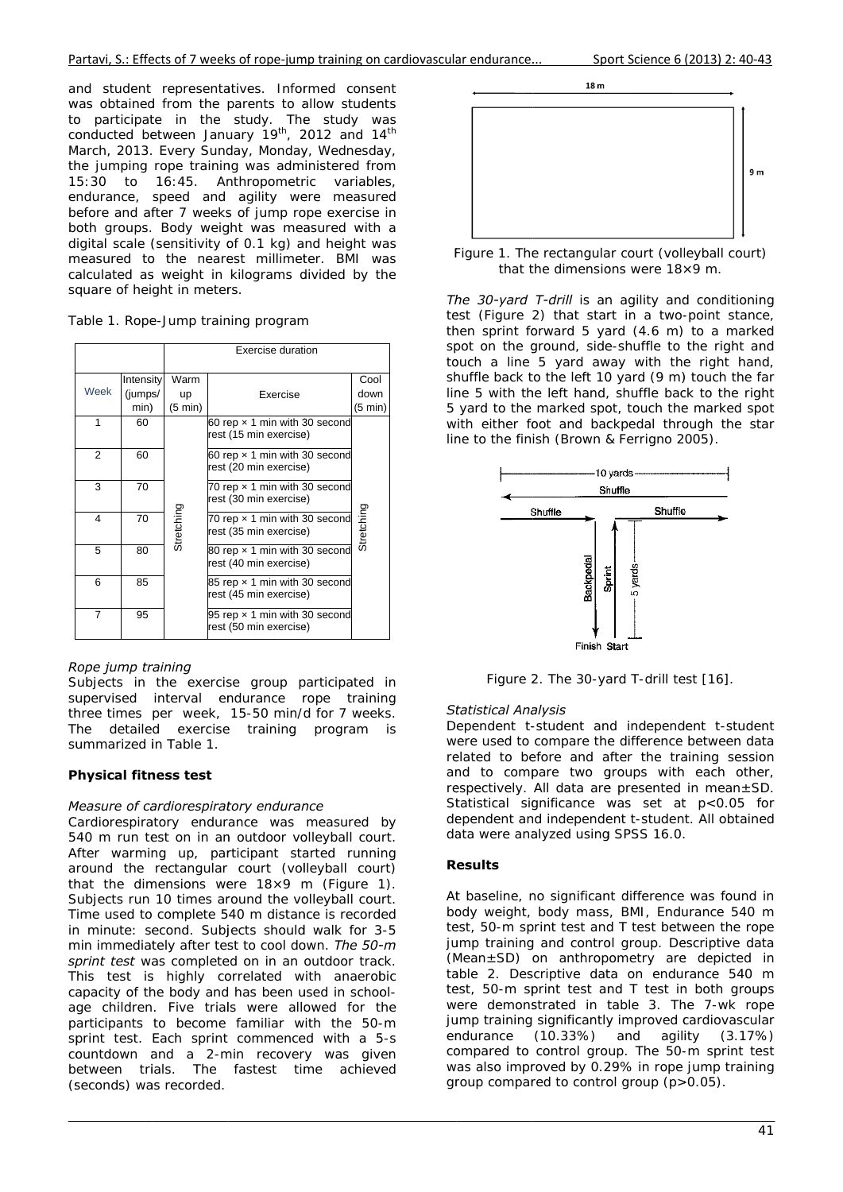and student representatives. Informed consent was obtained from the parents to allow students to participate in the study. The study was conducted between January 19th, 2012 and 14th March, 2013. Every Sunday, Monday, Wednesday, the jumping rope training was administered from 15:30 to 16:45. Anthropometric variables, endurance, speed and agility were measured before and after 7 weeks of jump rope exercise in both groups. Body weight was measured with a digital scale (sensitivity of 0.1 kg) and height was measured to the nearest millimeter. BMI was calculated as weight in kilograms divided by the square of height in meters.

Table 1. Rope-Jump training program

| | | Exercise duration | | |
|---|---|---|---|---|
| Week | Intensity (jumps/ min) | Warm up (5 min) | Exercise | Cool down (5 min) |
| 1 | 60 | Stretching | 60 rep × 1 min with 30 second rest (15 min exercise) | Stretching |
| 2 | 60 | | 60 rep × 1 min with 30 second rest (20 min exercise) | |
| 3 | 70 | | 70 rep × 1 min with 30 second rest (30 min exercise) | |
| 4 | 70 | | 70 rep × 1 min with 30 second rest (35 min exercise) | |
| 5 | 80 | | 80 rep × 1 min with 30 second rest (40 min exercise) | |
| 6 | 85 | | 85 rep × 1 min with 30 second rest (45 min exercise) | |
| 7 | 95 | | 95 rep × 1 min with 30 second rest (50 min exercise) | |

*Rope jump training*

Subjects in the exercise group participated in supervised interval endurance rope training three times per week, 15-50 min/d for 7 weeks. The detailed exercise training program is summarized in Table 1.

**Physical fitness test**

*Measure of cardiorespiratory endurance*

Cardiorespiratory endurance was measured by 540 m run test on in an outdoor volleyball court. After warming up, participant started running around the rectangular court (volleyball court) that the dimensions were 18×9 m (Figure 1). Subjects run 10 times around the volleyball court. Time used to complete 540 m distance is recorded in minute: second. Subjects should walk for 3-5 min immediately after test to cool down. *The 50-m sprint test* was completed on in an outdoor track. This test is highly correlated with anaerobic capacity of the body and has been used in school-age children. Five trials were allowed for the participants to become familiar with the 50-m sprint test. Each sprint commenced with a 5-s countdown and a 2-min recovery was given between trials. The fastest time achieved (seconds) was recorded.

Figure 1. The rectangular court (volleyball court) that the dimensions were 18×9 m.

*The 30-yard T-drill* is an agility and conditioning test (Figure 2) that start in a two-point stance, then sprint forward 5 yard (4.6 m) to a marked spot on the ground, side-shuffle to the right and touch a line 5 yard away with the right hand, shuffle back to the left 10 yard (9 m) touch the far line 5 with the left hand, shuffle back to the right 5 yard to the marked spot, touch the marked spot with either foot and backpedal through the star line to the finish (Brown & Ferrigno 2005).

Figure 2. The 30-yard T-drill test [16].

*Statistical Analysis*

Dependent t-student and independent t-student were used to compare the difference between data related to before and after the training session and to compare two groups with each other, respectively. All data are presented in mean±SD. Statistical significance was set at $p<0.05$ for dependent and independent t-student. All obtained data were analyzed using SPSS 16.0.

**Results**

At baseline, no significant difference was found in body weight, body mass, BMI, Endurance 540 m test, 50-m sprint test and T test between the rope jump training and control group. Descriptive data (Mean±SD) on anthropometry are depicted in table 2. Descriptive data on endurance 540 m test, 50-m sprint test and T test in both groups were demonstrated in table 3. The 7-wk rope jump training significantly improved cardiovascular endurance (10.33%) and agility (3.17%) compared to control group. The 50-m sprint test was also improved by 0.29% in rope jump training group compared to control group ($p>0.05$).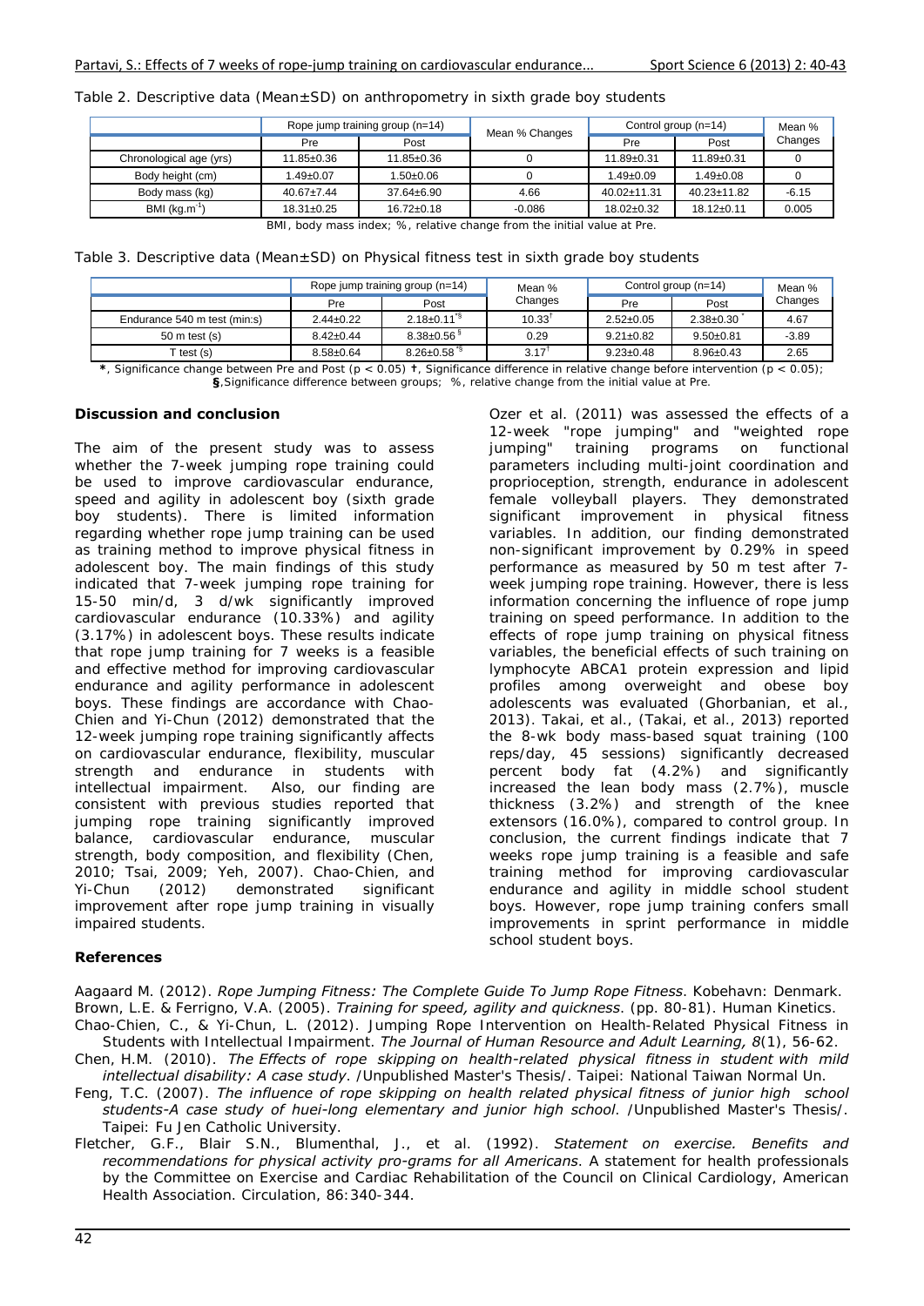Table 2. Descriptive data (Mean±SD) on anthropometry in sixth grade boy students

| | Rope jump training group (n=14) | | Mean % Changes | Control group (n=14) | | Mean % Changes |
|---|---|---|---|---|---|---|
| | Pre | Post | | Pre | Post | |
| Chronological age (yrs) | 11.85±0.36 | 11.85±0.36 | 0 | 11.89±0.31 | 11.89±0.31 | 0 |
| Body height (cm) | 1.49±0.07 | 1.50±0.06 | 0 | 1.49±0.09 | 1.49±0.08 | 0 |
| Body mass (kg) | 40.67±7.44 | 37.64±6.90 | 4.66 | 40.02±11.31 | 40.23±11.82 | -6.15 |
| BMI (kg.m$^{-1}$) | 18.31±0.25 | 16.72±0.18 | -0.086 | 18.02±0.32 | 18.12±0.11 | 0.005 |

BMI, body mass index; %, relative change from the initial value at Pre.

Table 3. Descriptive data (Mean±SD) on Physical fitness test in sixth grade boy students

| | Rope jump training group (n=14) | | Mean % Changes | Control group (n=14) | | Mean % Changes |
|---|---|---|---|---|---|---|
| | Pre | Post | | Pre | Post | |
| Endurance 540 m test (min:s) | 2.44±0.22 | 2.18±0.11[*§] | 10.33[†] | 2.52±0.05 | 2.38±0.30[*] | 4.67 |
| 50 m test (s) | 8.42±0.44 | 8.38±0.56[§] | 0.29 | 9.21±0.82 | 9.50±0.81 | -3.89 |
| T test (s) | 8.58±0.64 | 8.26±0.58[*§] | 3.17[†] | 9.23±0.48 | 8.96±0.43 | 2.65 |

*, Significance change between Pre and Post ($p < 0.05$) †, Significance difference in relative change before intervention ($p < 0.05$); §,Significance difference between groups; %, relative change from the initial value at Pre.

### Discussion and conclusion

The aim of the present study was to assess whether the 7-week jumping rope training could be used to improve cardiovascular endurance, speed and agility in adolescent boy (sixth grade boy students). There is limited information regarding whether rope jump training can be used as training method to improve physical fitness in adolescent boy. The main findings of this study indicated that 7-week jumping rope training for 15-50 min/d, 3 d/wk significantly improved cardiovascular endurance (10.33%) and agility (3.17%) in adolescent boys. These results indicate that rope jump training for 7 weeks is a feasible and effective method for improving cardiovascular endurance and agility performance in adolescent boys. These findings are accordance with Chao-Chien and Yi-Chun (2012) demonstrated that the 12-week jumping rope training significantly affects on cardiovascular endurance, flexibility, muscular strength and endurance in students with intellectual impairment. Also, our finding are consistent with previous studies reported that jumping rope training significantly improved balance, cardiovascular endurance, muscular strength, body composition, and flexibility (Chen, 2010; Tsai, 2009; Yeh, 2007). Chao-Chien, and Yi-Chun (2012) demonstrated significant improvement after rope jump training in visually impaired students.

Ozer et al. (2011) was assessed the effects of a 12-week "rope jumping" and "weighted rope jumping" training programs on functional parameters including multi-joint coordination and proprioception, strength, endurance in adolescent female volleyball players. They demonstrated significant improvement in physical fitness variables. In addition, our finding demonstrated non-significant improvement by 0.29% in speed performance as measured by 50 m test after 7-week jumping rope training. However, there is less information concerning the influence of rope jump training on speed performance. In addition to the effects of rope jump training on physical fitness variables, the beneficial effects of such training on lymphocyte ABCA1 protein expression and lipid profiles among overweight and obese boy adolescents was evaluated (Ghorbanian, et al., 2013). Takai, et al., (Takai, et al., 2013) reported the 8-wk body mass-based squat training (100 reps/day, 45 sessions) significantly decreased percent body fat (4.2%) and significantly increased the lean body mass (2.7%), muscle thickness (3.2%) and strength of the knee extensors (16.0%), compared to control group. In conclusion, the current findings indicate that 7 weeks rope jump training is a feasible and safe training method for improving cardiovascular endurance and agility in middle school student boys. However, rope jump training confers small improvements in sprint performance in middle school student boys.

### References

Aagaard M. (2012). *Rope Jumping Fitness: The Complete Guide To Jump Rope Fitness*. Kobehavn: Denmark.

Brown, L.E. & Ferrigno, V.A. (2005). *Training for speed, agility and quickness*. (pp. 80-81). Human Kinetics.

Chao-Chien, C., & Yi-Chun, L. (2012). Jumping Rope Intervention on Health-Related Physical Fitness in Students with Intellectual Impairment. *The Journal of Human Resource and Adult Learning, 8*(1), 56-62.

Chen, H.M. (2010). *The Effects of rope skipping on health-related physical fitness in student with mild intellectual disability: A case study*. /Unpublished Master's Thesis/. Taipei: National Taiwan Normal Un.

Feng, T.C. (2007). *The influence of rope skipping on health related physical fitness of junior high school students-A case study of huei-long elementary and junior high school*. /Unpublished Master's Thesis/. Taipei: Fu Jen Catholic University.

Fletcher, G.F., Blair S.N., Blumenthal, J., et al. (1992). *Statement on exercise. Benefits and recommendations for physical activity pro-grams for all Americans*. A statement for health professionals by the Committee on Exercise and Cardiac Rehabilitation of the Council on Clinical Cardiology, American Health Association. Circulation, 86:340-344.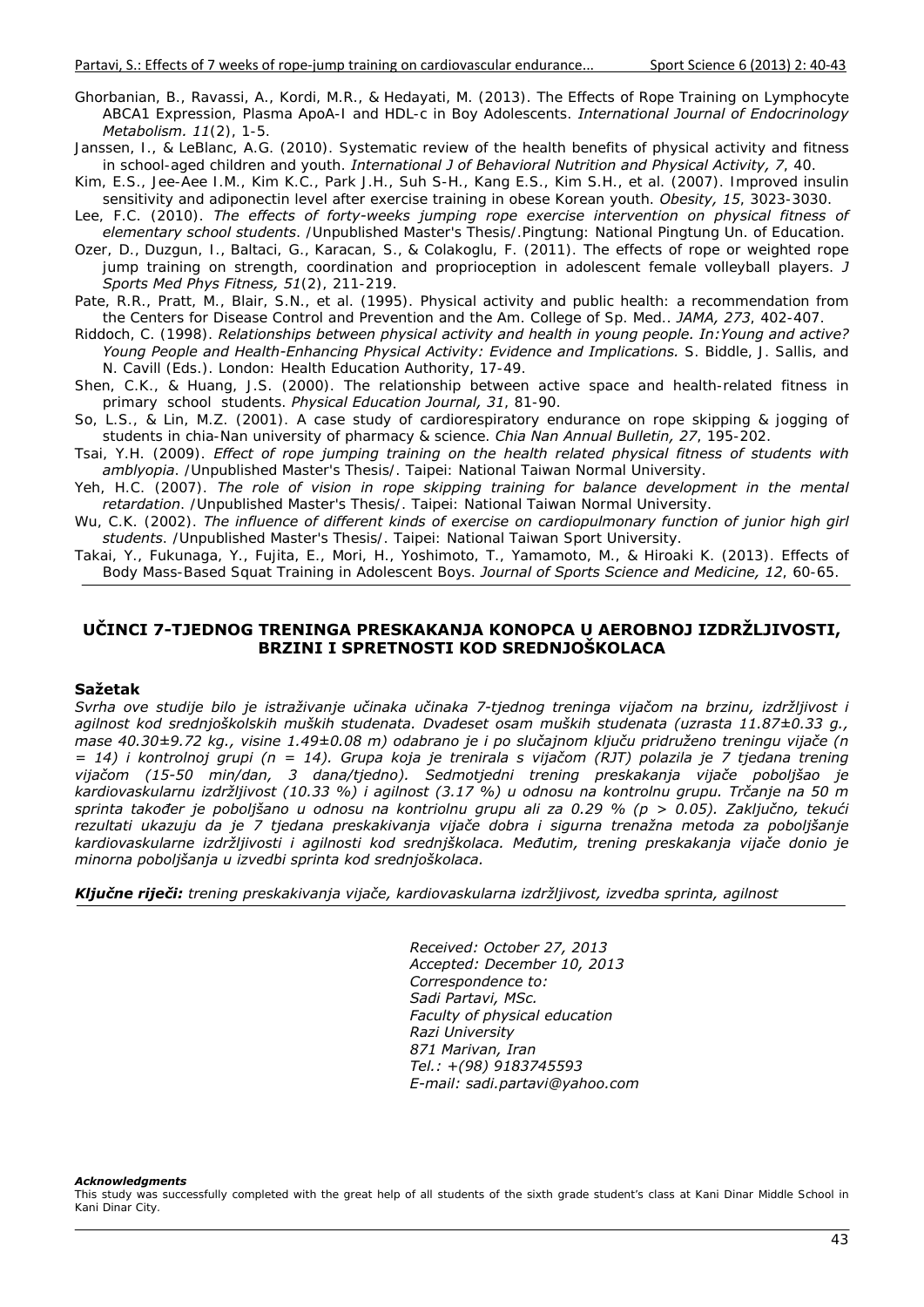Ghorbanian, B., Ravassi, A., Kordi, M.R., & Hedayati, M. (2013). The Effects of Rope Training on Lymphocyte ABCA1 Expression, Plasma ApoA-I and HDL-c in Boy Adolescents. *International Journal of Endocrinology Metabolism. 11*(2), 1-5.

Janssen, I., & LeBlanc, A.G. (2010). Systematic review of the health benefits of physical activity and fitness in school-aged children and youth. *International J of Behavioral Nutrition and Physical Activity, 7*, 40.

Kim, E.S., Jee-Aee I.M., Kim K.C., Park J.H., Suh S-H., Kang E.S., Kim S.H., et al. (2007). Improved insulin sensitivity and adiponectin level after exercise training in obese Korean youth. *Obesity, 15*, 3023-3030.

Lee, F.C. (2010). *The effects of forty-weeks jumping rope exercise intervention on physical fitness of elementary school students*. /Unpublished Master's Thesis/.Pingtung: National Pingtung Un. of Education.

Ozer, D., Duzgun, I., Baltaci, G., Karacan, S., & Colakoglu, F. (2011). The effects of rope or weighted rope jump training on strength, coordination and proprioception in adolescent female volleyball players. *J Sports Med Phys Fitness, 51*(2), 211-219.

Pate, R.R., Pratt, M., Blair, S.N., et al. (1995). Physical activity and public health: a recommendation from the Centers for Disease Control and Prevention and the Am. College of Sp. Med.. *JAMA, 273*, 402-407.

Riddoch, C. (1998). *Relationships between physical activity and health in young people. In:Young and active? Young People and Health-Enhancing Physical Activity: Evidence and Implications.* S. Biddle, J. Sallis, and N. Cavill (Eds.). London: Health Education Authority, 17-49.

Shen, C.K., & Huang, J.S. (2000). The relationship between active space and health-related fitness in primary school students. *Physical Education Journal, 31*, 81-90.

So, L.S., & Lin, M.Z. (2001). A case study of cardiorespiratory endurance on rope skipping & jogging of students in chia-Nan university of pharmacy & science. *Chia Nan Annual Bulletin, 27*, 195-202.

Tsai, Y.H. (2009). *Effect of rope jumping training on the health related physical fitness of students with amblyopia*. /Unpublished Master's Thesis/. Taipei: National Taiwan Normal University.

Yeh, H.C. (2007). *The role of vision in rope skipping training for balance development in the mental retardation*. /Unpublished Master's Thesis/. Taipei: National Taiwan Normal University.

Wu, C.K. (2002). *The influence of different kinds of exercise on cardiopulmonary function of junior high girl students*. /Unpublished Master's Thesis/. Taipei: National Taiwan Sport University.

Takai, Y., Fukunaga, Y., Fujita, E., Mori, H., Yoshimoto, T., Yamamoto, M., & Hiroaki K. (2013). Effects of Body Mass-Based Squat Training in Adolescent Boys. *Journal of Sports Science and Medicine, 12*, 60-65.

## UČINCI 7-TJEDNOG TRENINGA PRESKAKANJA KONOPCA U AEROBNOJ IZDRŽLJIVOSTI, BRZINI I SPRETNOSTI KOD SREDNJOŠKOLACA

### Sažetak

*Svrha ove studije bilo je istraživanje učinaka učinaka 7-tjednog treninga vijačom na brzinu, izdržljivost i agilnost kod srednjoškolskih muških studenata. Dvadeset osam muških studenata (uzrasta 11.87±0.33 g., mase 40.30±9.72 kg., visine 1.49±0.08 m) odabrano je i po slučajnom ključu pridruženo treningu vijače (n = 14) i kontrolnoj grupi (n = 14). Grupa koja je trenirala s vijačom (RJT) polazila je 7 tjedana trening vijačom (15-50 min/dan, 3 dana/tjedno). Sedmotjedni trening preskakanja vijače poboljšao je kardiovaskularnu izdržljivost (10.33 %) i agilnost (3.17 %) u odnosu na kontrolnu grupu. Trčanje na 50 m sprinta također je poboljšano u odnosu na kontriolnu grupu ali za 0.29 % (p > 0.05). Zaključno, tekući rezultati ukazuju da je 7 tjedana preskakivanja vijače dobra i sigurna trenažna metoda za poboljšanje kardiovaskularne izdržljivosti i agilnosti kod srednjškolaca. Međutim, trening preskakanja vijače donio je minorna poboljšanja u izvedbi sprinta kod srednjoškolaca.*

***Ključne riječi:*** *trening preskakivanja vijače, kardiovaskularna izdržljivost, izvedba sprinta, agilnost*

*Received: October 27, 2013*
*Accepted: December 10, 2013*
*Correspondence to:*
*Sadi Partavi, MSc.*
*Faculty of physical education*
*Razi University*
*871 Marivan, Iran*
*Tel.: +(98) 9183745593*
*E-mail: sadi.partavi@yahoo.com*

***Acknowledgments***

This study was successfully completed with the great help of all students of the sixth grade student's class at Kani Dinar Middle School in Kani Dinar City.